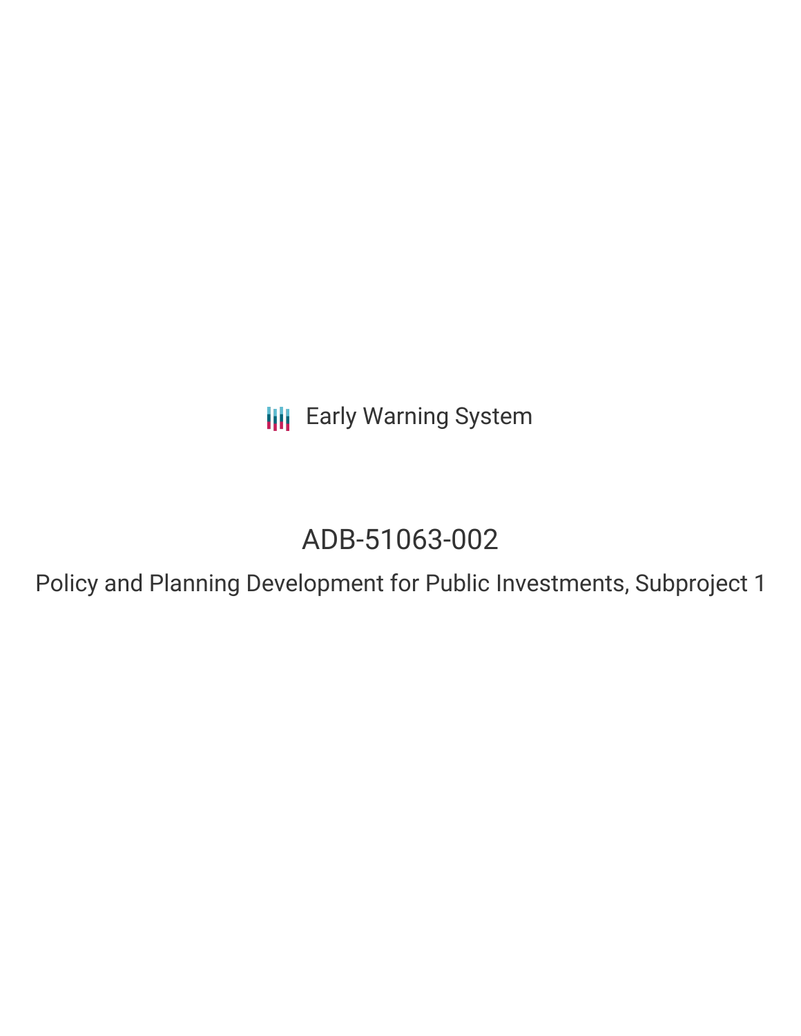Early Warning System

# ADB-51063-002

## Policy and Planning Development for Public Investments, Subproject 1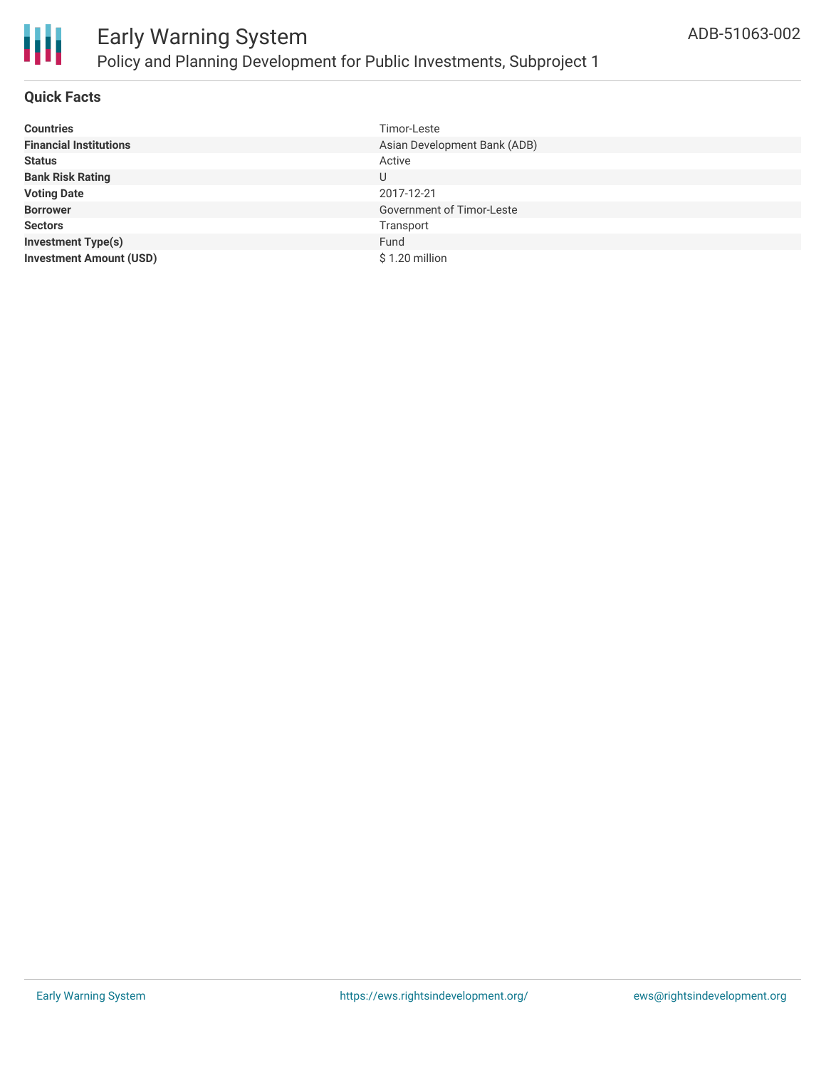# Early Warning System

## Policy and Planning Development for Public Investments, Subproject 1

ADB-51063-002

### Quick Facts

| | |
|---|---|
| **Countries** | Timor-Leste |
| **Financial Institutions** | Asian Development Bank (ADB) |
| **Status** | Active |
| **Bank Risk Rating** | U |
| **Voting Date** | 2017-12-21 |
| **Borrower** | Government of Timor-Leste |
| **Sectors** | Transport |
| **Investment Type(s)** | Fund |
| **Investment Amount (USD)** | $ 1.20 million |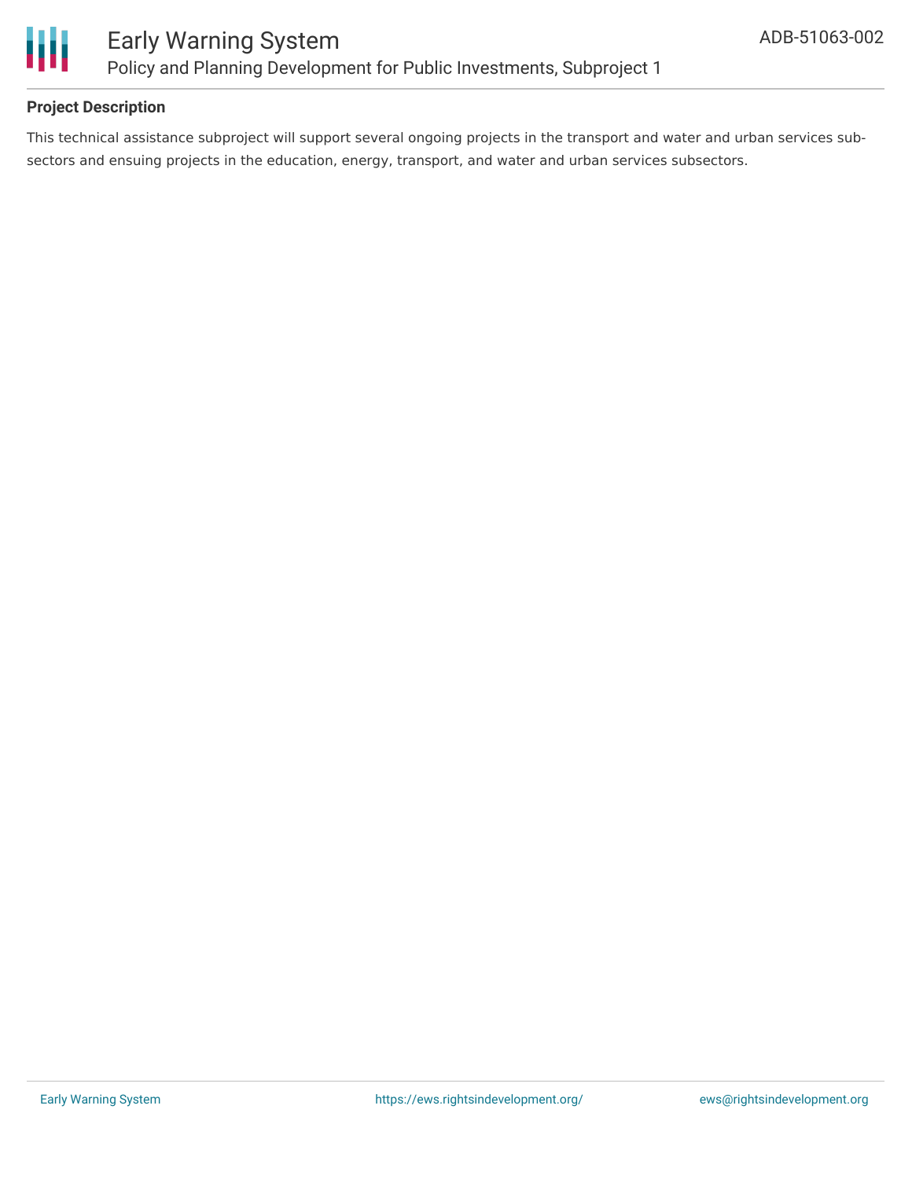## Project Description

This technical assistance subproject will support several ongoing projects in the transport and water and urban services sub-sectors and ensuing projects in the education, energy, transport, and water and urban services subsectors.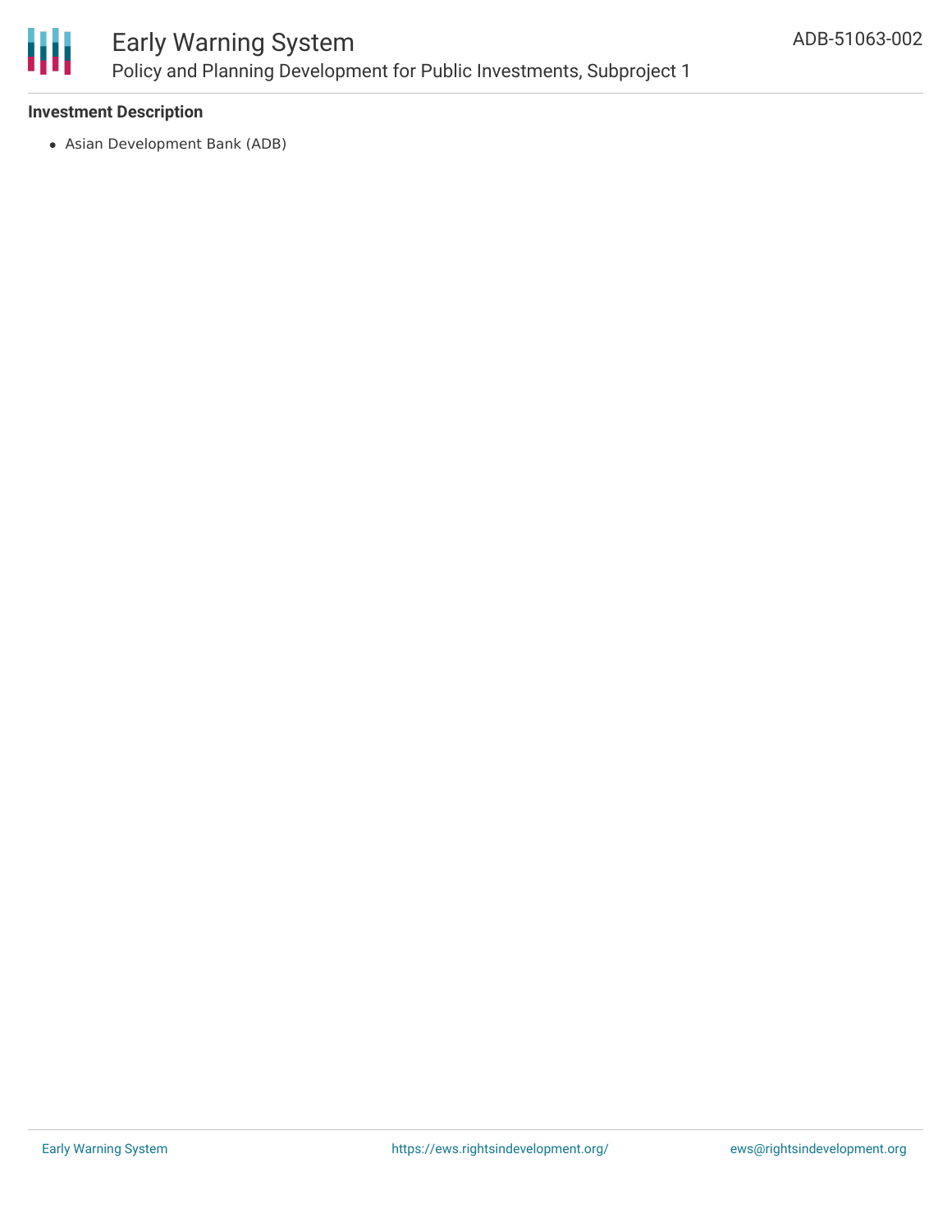**Investment Description**

- Asian Development Bank (ADB)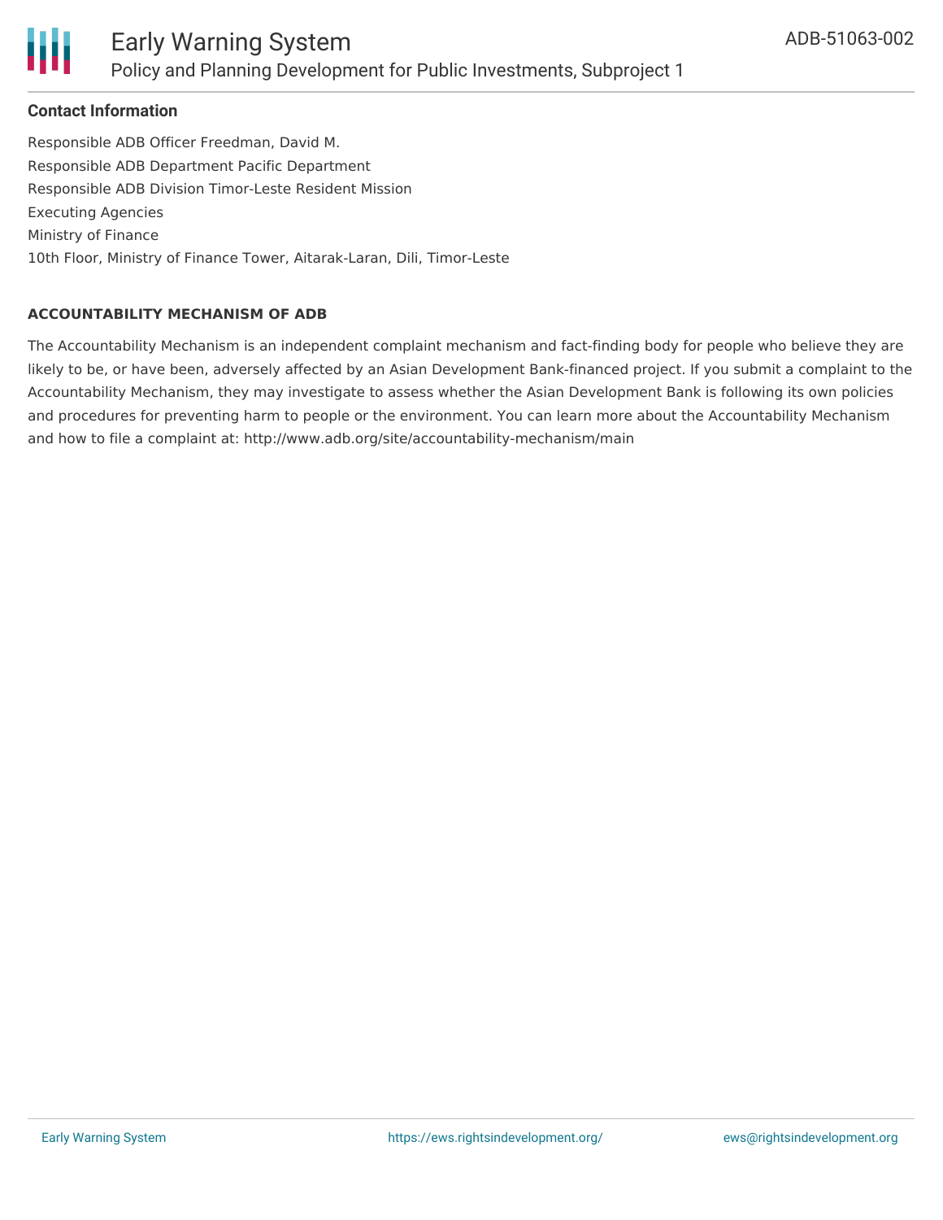### Contact Information

Responsible ADB Officer Freedman, David M.
Responsible ADB Department Pacific Department
Responsible ADB Division Timor-Leste Resident Mission
Executing Agencies
Ministry of Finance
10th Floor, Ministry of Finance Tower, Aitarak-Laran, Dili, Timor-Leste

#### ACCOUNTABILITY MECHANISM OF ADB

The Accountability Mechanism is an independent complaint mechanism and fact-finding body for people who believe they are likely to be, or have been, adversely affected by an Asian Development Bank-financed project. If you submit a complaint to the Accountability Mechanism, they may investigate to assess whether the Asian Development Bank is following its own policies and procedures for preventing harm to people or the environment. You can learn more about the Accountability Mechanism and how to file a complaint at: http://www.adb.org/site/accountability-mechanism/main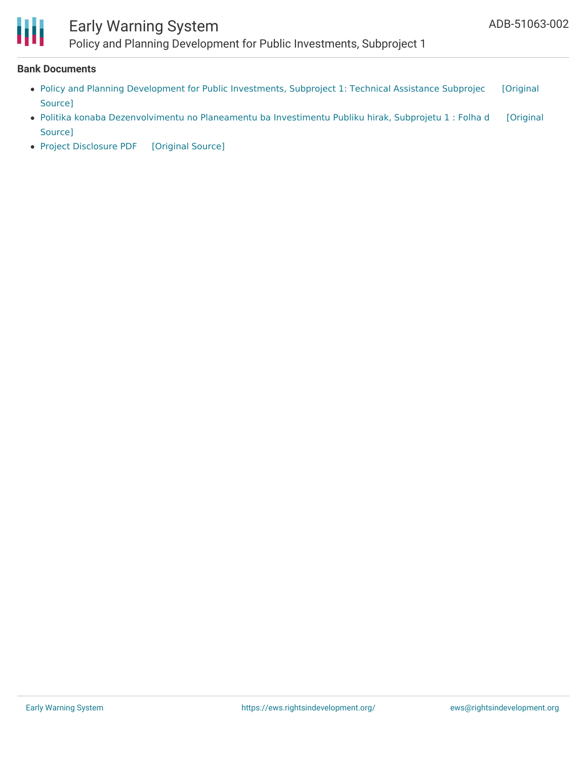**Bank Documents**

- Policy and Planning Development for Public Investments, Subproject 1: Technical Assistance Subprojec [Original Source]
- Politika konaba Dezenvolvimentu no Planeamentu ba Investimentu Publiku hirak, Subprojetu 1 : Folha d [Original Source]
- Project Disclosure PDF [Original Source]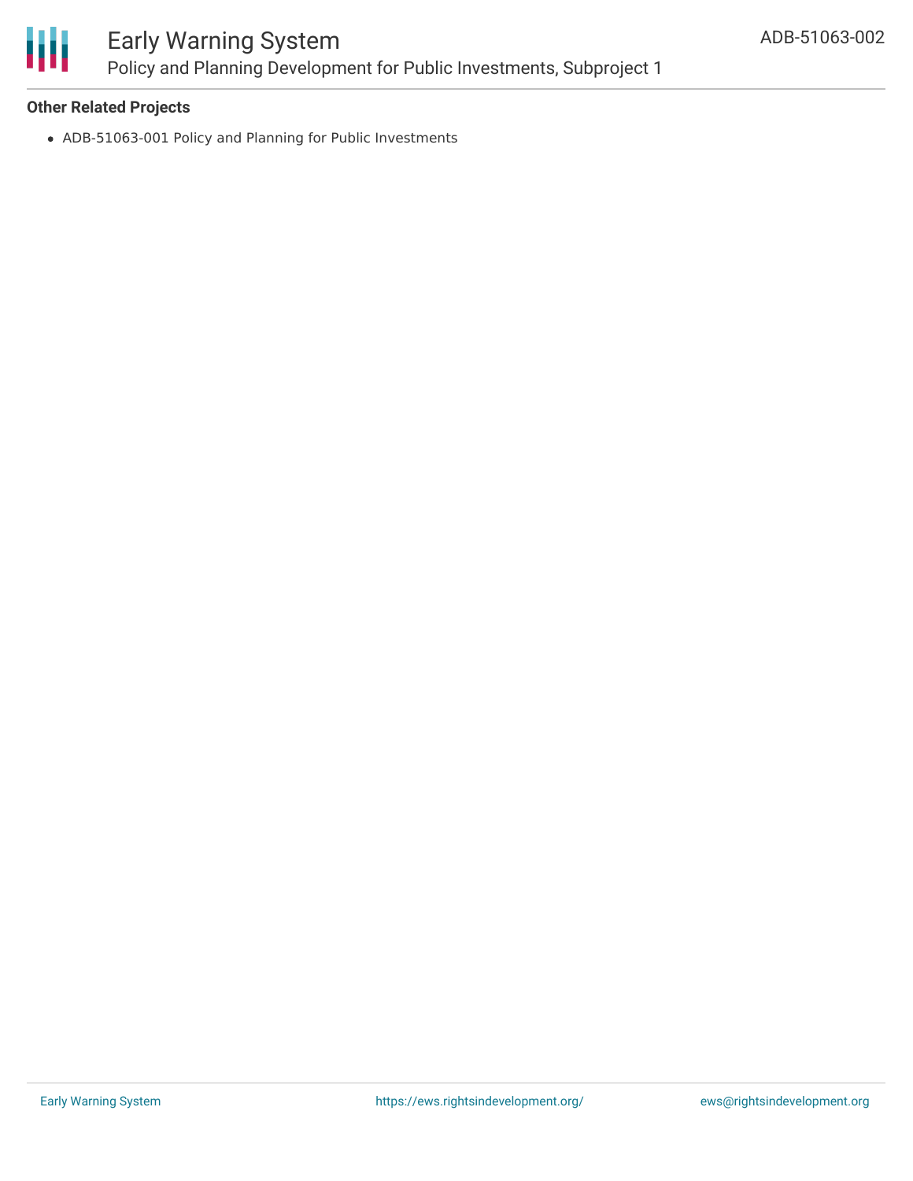**Other Related Projects**

- ADB-51063-001 Policy and Planning for Public Investments